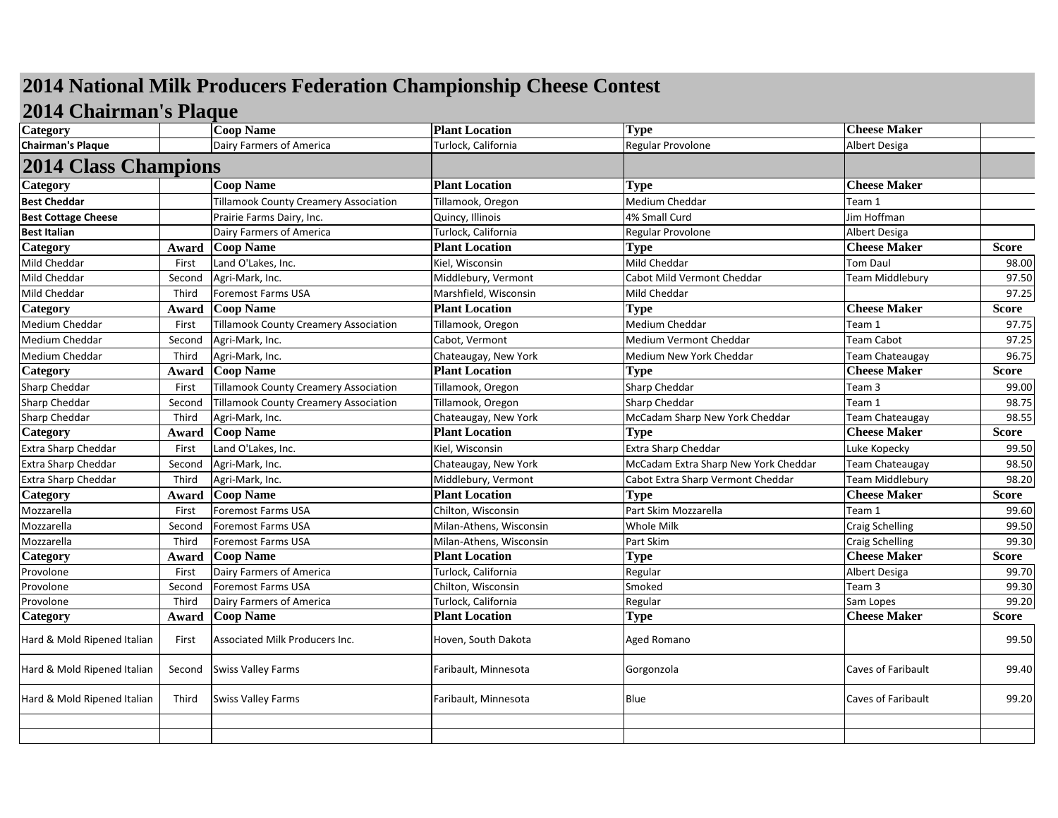# 2014 National Milk Producers Federation Championship Cheese Contest

## 2014 Chairman's Plaque

| Category | | Coop Name | Plant Location | Type | Cheese Maker | |
|---|---|---|---|---|---|---|
| **Chairman's Plaque** | | Dairy Farmers of America | Turlock, California | Regular Provolone | Albert Desiga | |

## 2014 Class Champions

| Category | | Coop Name | Plant Location | Type | Cheese Maker | |
|---|---|---|---|---|---|---|
| **Best Cheddar** | | Tillamook County Creamery Association | Tillamook, Oregon | Medium Cheddar | Team 1 | |
| **Best Cottage Cheese** | | Prairie Farms Dairy, Inc. | Quincy, Illinois | 4% Small Curd | Jim Hoffman | |
| **Best Italian** | | Dairy Farmers of America | Turlock, California | Regular Provolone | Albert Desiga | |

| Category | Award | Coop Name | Plant Location | Type | Cheese Maker | Score |
|---|---|---|---|---|---|---|
| Mild Cheddar | First | Land O'Lakes, Inc. | Kiel, Wisconsin | Mild Cheddar | Tom Daul | 98.00 |
| Mild Cheddar | Second | Agri-Mark, Inc. | Middlebury, Vermont | Cabot Mild Vermont Cheddar | Team Middlebury | 97.50 |
| Mild Cheddar | Third | Foremost Farms USA | Marshfield, Wisconsin | Mild Cheddar | | 97.25 |
| **Category** | **Award** | **Coop Name** | **Plant Location** | **Type** | **Cheese Maker** | **Score** |
| Medium Cheddar | First | Tillamook County Creamery Association | Tillamook, Oregon | Medium Cheddar | Team 1 | 97.75 |
| Medium Cheddar | Second | Agri-Mark, Inc. | Cabot, Vermont | Medium Vermont Cheddar | Team Cabot | 97.25 |
| Medium Cheddar | Third | Agri-Mark, Inc. | Chateaugay, New York | Medium New York Cheddar | Team Chateaugay | 96.75 |
| **Category** | **Award** | **Coop Name** | **Plant Location** | **Type** | **Cheese Maker** | **Score** |
| Sharp Cheddar | First | Tillamook County Creamery Association | Tillamook, Oregon | Sharp Cheddar | Team 3 | 99.00 |
| Sharp Cheddar | Second | Tillamook County Creamery Association | Tillamook, Oregon | Sharp Cheddar | Team 1 | 98.75 |
| Sharp Cheddar | Third | Agri-Mark, Inc. | Chateaugay, New York | McCadam Sharp New York Cheddar | Team Chateaugay | 98.55 |
| **Category** | **Award** | **Coop Name** | **Plant Location** | **Type** | **Cheese Maker** | **Score** |
| Extra Sharp Cheddar | First | Land O'Lakes, Inc. | Kiel, Wisconsin | Extra Sharp Cheddar | Luke Kopecky | 99.50 |
| Extra Sharp Cheddar | Second | Agri-Mark, Inc. | Chateaugay, New York | McCadam Extra Sharp New York Cheddar | Team Chateaugay | 98.50 |
| Extra Sharp Cheddar | Third | Agri-Mark, Inc. | Middlebury, Vermont | Cabot Extra Sharp Vermont Cheddar | Team Middlebury | 98.20 |
| **Category** | **Award** | **Coop Name** | **Plant Location** | **Type** | **Cheese Maker** | **Score** |
| Mozzarella | First | Foremost Farms USA | Chilton, Wisconsin | Part Skim Mozzarella | Team 1 | 99.60 |
| Mozzarella | Second | Foremost Farms USA | Milan-Athens, Wisconsin | Whole Milk | Craig Schelling | 99.50 |
| Mozzarella | Third | Foremost Farms USA | Milan-Athens, Wisconsin | Part Skim | Craig Schelling | 99.30 |
| **Category** | **Award** | **Coop Name** | **Plant Location** | **Type** | **Cheese Maker** | **Score** |
| Provolone | First | Dairy Farmers of America | Turlock, California | Regular | Albert Desiga | 99.70 |
| Provolone | Second | Foremost Farms USA | Chilton, Wisconsin | Smoked | Team 3 | 99.30 |
| Provolone | Third | Dairy Farmers of America | Turlock, California | Regular | Sam Lopes | 99.20 |
| **Category** | **Award** | **Coop Name** | **Plant Location** | **Type** | **Cheese Maker** | **Score** |
| Hard & Mold Ripened Italian | First | Associated Milk Producers Inc. | Hoven, South Dakota | Aged Romano | | 99.50 |
| Hard & Mold Ripened Italian | Second | Swiss Valley Farms | Faribault, Minnesota | Gorgonzola | Caves of Faribault | 99.40 |
| Hard & Mold Ripened Italian | Third | Swiss Valley Farms | Faribault, Minnesota | Blue | Caves of Faribault | 99.20 |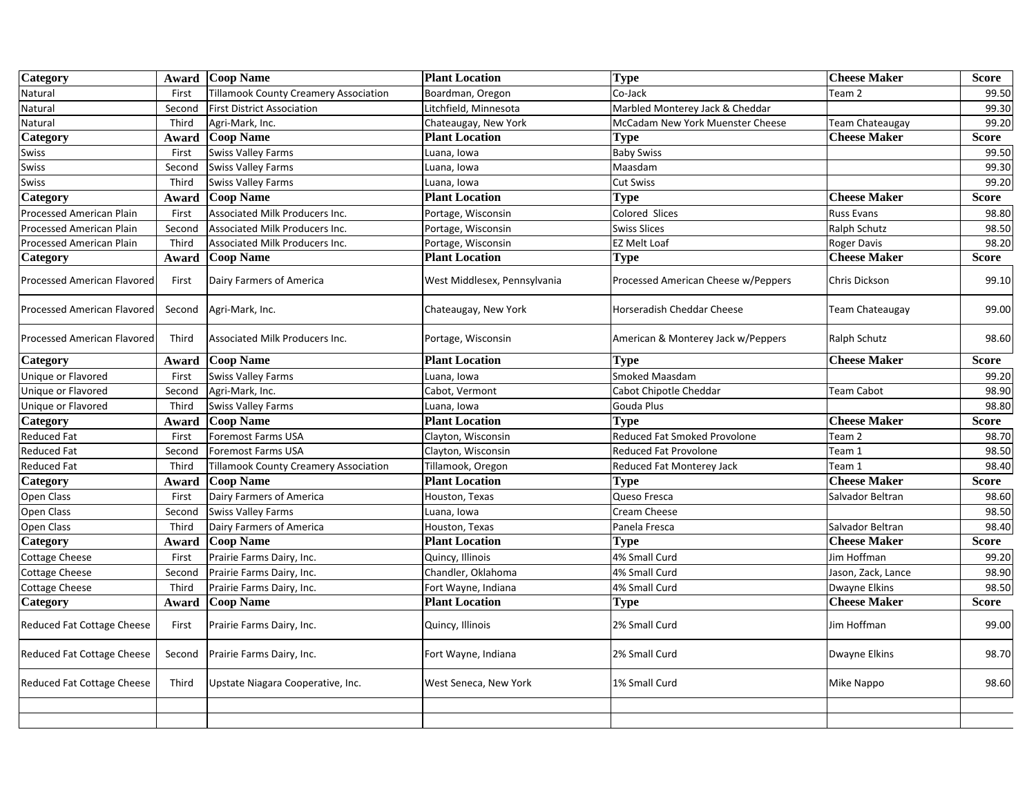| Category | Award | Coop Name | Plant Location | Type | Cheese Maker | Score |
|---|---|---|---|---|---|---|
| Natural | First | Tillamook County Creamery Association | Boardman, Oregon | Co-Jack | Team 2 | 99.50 |
| Natural | Second | First District Association | Litchfield, Minnesota | Marbled Monterey Jack & Cheddar | | 99.30 |
| Natural | Third | Agri-Mark, Inc. | Chateaugay, New York | McCadam New York Muenster Cheese | Team Chateaugay | 99.20 |
| **Category** | **Award** | **Coop Name** | **Plant Location** | **Type** | **Cheese Maker** | **Score** |
| Swiss | First | Swiss Valley Farms | Luana, Iowa | Baby Swiss | | 99.50 |
| Swiss | Second | Swiss Valley Farms | Luana, Iowa | Maasdam | | 99.30 |
| Swiss | Third | Swiss Valley Farms | Luana, Iowa | Cut Swiss | | 99.20 |
| **Category** | **Award** | **Coop Name** | **Plant Location** | **Type** | **Cheese Maker** | **Score** |
| Processed American Plain | First | Associated Milk Producers Inc. | Portage, Wisconsin | Colored Slices | Russ Evans | 98.80 |
| Processed American Plain | Second | Associated Milk Producers Inc. | Portage, Wisconsin | Swiss Slices | Ralph Schutz | 98.50 |
| Processed American Plain | Third | Associated Milk Producers Inc. | Portage, Wisconsin | EZ Melt Loaf | Roger Davis | 98.20 |
| **Category** | **Award** | **Coop Name** | **Plant Location** | **Type** | **Cheese Maker** | **Score** |
| Processed American Flavored | First | Dairy Farmers of America | West Middlesex, Pennsylvania | Processed American Cheese w/Peppers | Chris Dickson | 99.10 |
| Processed American Flavored | Second | Agri-Mark, Inc. | Chateaugay, New York | Horseradish Cheddar Cheese | Team Chateaugay | 99.00 |
| Processed American Flavored | Third | Associated Milk Producers Inc. | Portage, Wisconsin | American & Monterey Jack w/Peppers | Ralph Schutz | 98.60 |
| **Category** | **Award** | **Coop Name** | **Plant Location** | **Type** | **Cheese Maker** | **Score** |
| Unique or Flavored | First | Swiss Valley Farms | Luana, Iowa | Smoked Maasdam | | 99.20 |
| Unique or Flavored | Second | Agri-Mark, Inc. | Cabot, Vermont | Cabot Chipotle Cheddar | Team Cabot | 98.90 |
| Unique or Flavored | Third | Swiss Valley Farms | Luana, Iowa | Gouda Plus | | 98.80 |
| **Category** | **Award** | **Coop Name** | **Plant Location** | **Type** | **Cheese Maker** | **Score** |
| Reduced Fat | First | Foremost Farms USA | Clayton, Wisconsin | Reduced Fat Smoked Provolone | Team 2 | 98.70 |
| Reduced Fat | Second | Foremost Farms USA | Clayton, Wisconsin | Reduced Fat Provolone | Team 1 | 98.50 |
| Reduced Fat | Third | Tillamook County Creamery Association | Tillamook, Oregon | Reduced Fat Monterey Jack | Team 1 | 98.40 |
| **Category** | **Award** | **Coop Name** | **Plant Location** | **Type** | **Cheese Maker** | **Score** |
| Open Class | First | Dairy Farmers of America | Houston, Texas | Queso Fresca | Salvador Beltran | 98.60 |
| Open Class | Second | Swiss Valley Farms | Luana, Iowa | Cream Cheese | | 98.50 |
| Open Class | Third | Dairy Farmers of America | Houston, Texas | Panela Fresca | Salvador Beltran | 98.40 |
| **Category** | **Award** | **Coop Name** | **Plant Location** | **Type** | **Cheese Maker** | **Score** |
| Cottage Cheese | First | Prairie Farms Dairy, Inc. | Quincy, Illinois | 4% Small Curd | Jim Hoffman | 99.20 |
| Cottage Cheese | Second | Prairie Farms Dairy, Inc. | Chandler, Oklahoma | 4% Small Curd | Jason, Zack, Lance | 98.90 |
| Cottage Cheese | Third | Prairie Farms Dairy, Inc. | Fort Wayne, Indiana | 4% Small Curd | Dwayne Elkins | 98.50 |
| **Category** | **Award** | **Coop Name** | **Plant Location** | **Type** | **Cheese Maker** | **Score** |
| Reduced Fat Cottage Cheese | First | Prairie Farms Dairy, Inc. | Quincy, Illinois | 2% Small Curd | Jim Hoffman | 99.00 |
| Reduced Fat Cottage Cheese | Second | Prairie Farms Dairy, Inc. | Fort Wayne, Indiana | 2% Small Curd | Dwayne Elkins | 98.70 |
| Reduced Fat Cottage Cheese | Third | Upstate Niagara Cooperative, Inc. | West Seneca, New York | 1% Small Curd | Mike Nappo | 98.60 |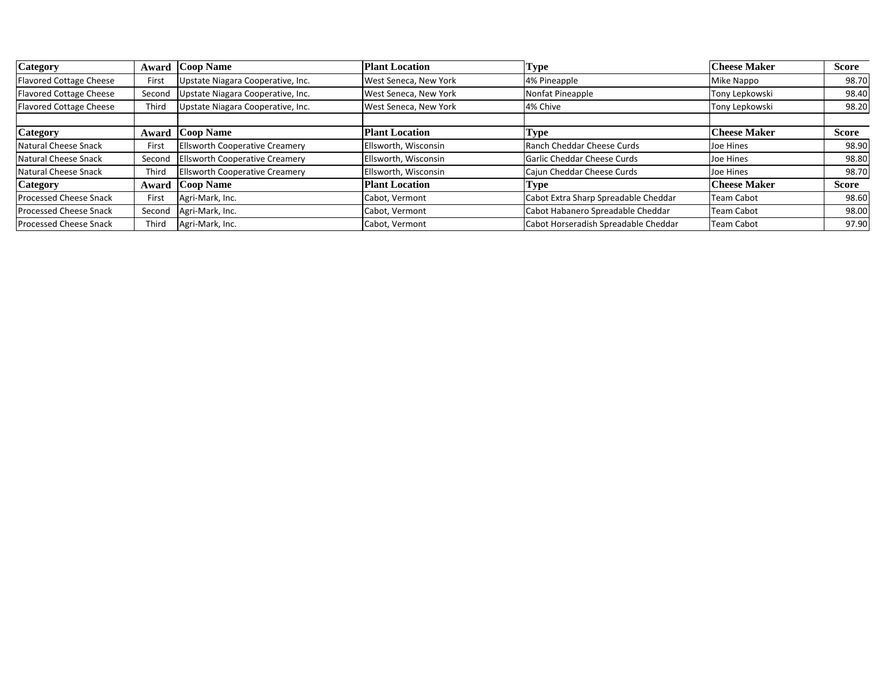| Category | Award | Coop Name | Plant Location | Type | Cheese Maker | Score |
|---|---|---|---|---|---|---|
| Flavored Cottage Cheese | First | Upstate Niagara Cooperative, Inc. | West Seneca, New York | 4% Pineapple | Mike Nappo | 98.70 |
| Flavored Cottage Cheese | Second | Upstate Niagara Cooperative, Inc. | West Seneca, New York | Nonfat Pineapple | Tony Lepkowski | 98.40 |
| Flavored Cottage Cheese | Third | Upstate Niagara Cooperative, Inc. | West Seneca, New York | 4% Chive | Tony Lepkowski | 98.20 |

| Category | Award | Coop Name | Plant Location | Type | Cheese Maker | Score |
|---|---|---|---|---|---|---|
| Natural Cheese Snack | First | Ellsworth Cooperative Creamery | Ellsworth, Wisconsin | Ranch Cheddar Cheese Curds | Joe Hines | 98.90 |
| Natural Cheese Snack | Second | Ellsworth Cooperative Creamery | Ellsworth, Wisconsin | Garlic Cheddar Cheese Curds | Joe Hines | 98.80 |
| Natural Cheese Snack | Third | Ellsworth Cooperative Creamery | Ellsworth, Wisconsin | Cajun Cheddar Cheese Curds | Joe Hines | 98.70 |

| Category | Award | Coop Name | Plant Location | Type | Cheese Maker | Score |
|---|---|---|---|---|---|---|
| Processed Cheese Snack | First | Agri-Mark, Inc. | Cabot, Vermont | Cabot Extra Sharp Spreadable Cheddar | Team Cabot | 98.60 |
| Processed Cheese Snack | Second | Agri-Mark, Inc. | Cabot, Vermont | Cabot Habanero Spreadable Cheddar | Team Cabot | 98.00 |
| Processed Cheese Snack | Third | Agri-Mark, Inc. | Cabot, Vermont | Cabot Horseradish Spreadable Cheddar | Team Cabot | 97.90 |